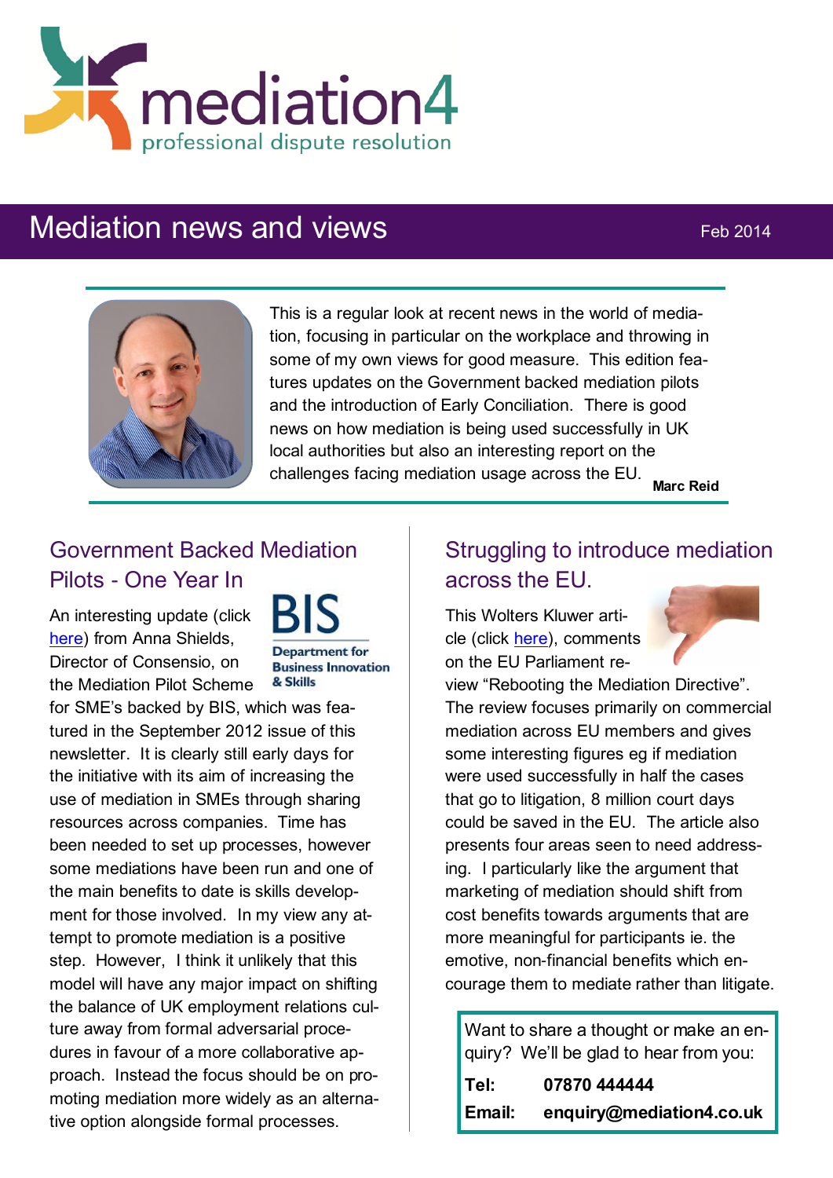# mediation4

professional dispute resolution

## Mediation news and views

Feb 2014

This is a regular look at recent news in the world of mediation, focusing in particular on the workplace and throwing in some of my own views for good measure. This edition features updates on the Government backed mediation pilots and the introduction of Early Conciliation. There is good news on how mediation is being used successfully in UK local authorities but also an interesting report on the challenges facing mediation usage across the EU.

**Marc Reid**

### Government Backed Mediation Pilots - One Year In

An interesting update (click here) from Anna Shields, Director of Consensio, on the Mediation Pilot Scheme for SME's backed by BIS, which was featured in the September 2012 issue of this newsletter. It is clearly still early days for the initiative with its aim of increasing the use of mediation in SMEs through sharing resources across companies. Time has been needed to set up processes, however some mediations have been run and one of the main benefits to date is skills development for those involved. In my view any attempt to promote mediation is a positive step. However, I think it unlikely that this model will have any major impact on shifting the balance of UK employment relations culture away from formal adversarial procedures in favour of a more collaborative approach. Instead the focus should be on promoting mediation more widely as an alternative option alongside formal processes.

### Struggling to introduce mediation across the EU.

This Wolters Kluwer article (click here), comments on the EU Parliament review "Rebooting the Mediation Directive". The review focuses primarily on commercial mediation across EU members and gives some interesting figures eg if mediation were used successfully in half the cases that go to litigation, 8 million court days could be saved in the EU. The article also presents four areas seen to need addressing. I particularly like the argument that marketing of mediation should shift from cost benefits towards arguments that are more meaningful for participants ie. the emotive, non-financial benefits which encourage them to mediate rather than litigate.

Want to share a thought or make an enquiry? We'll be glad to hear from you:

**Tel:** **07870 444444**

**Email:** **enquiry@mediation4.co.uk**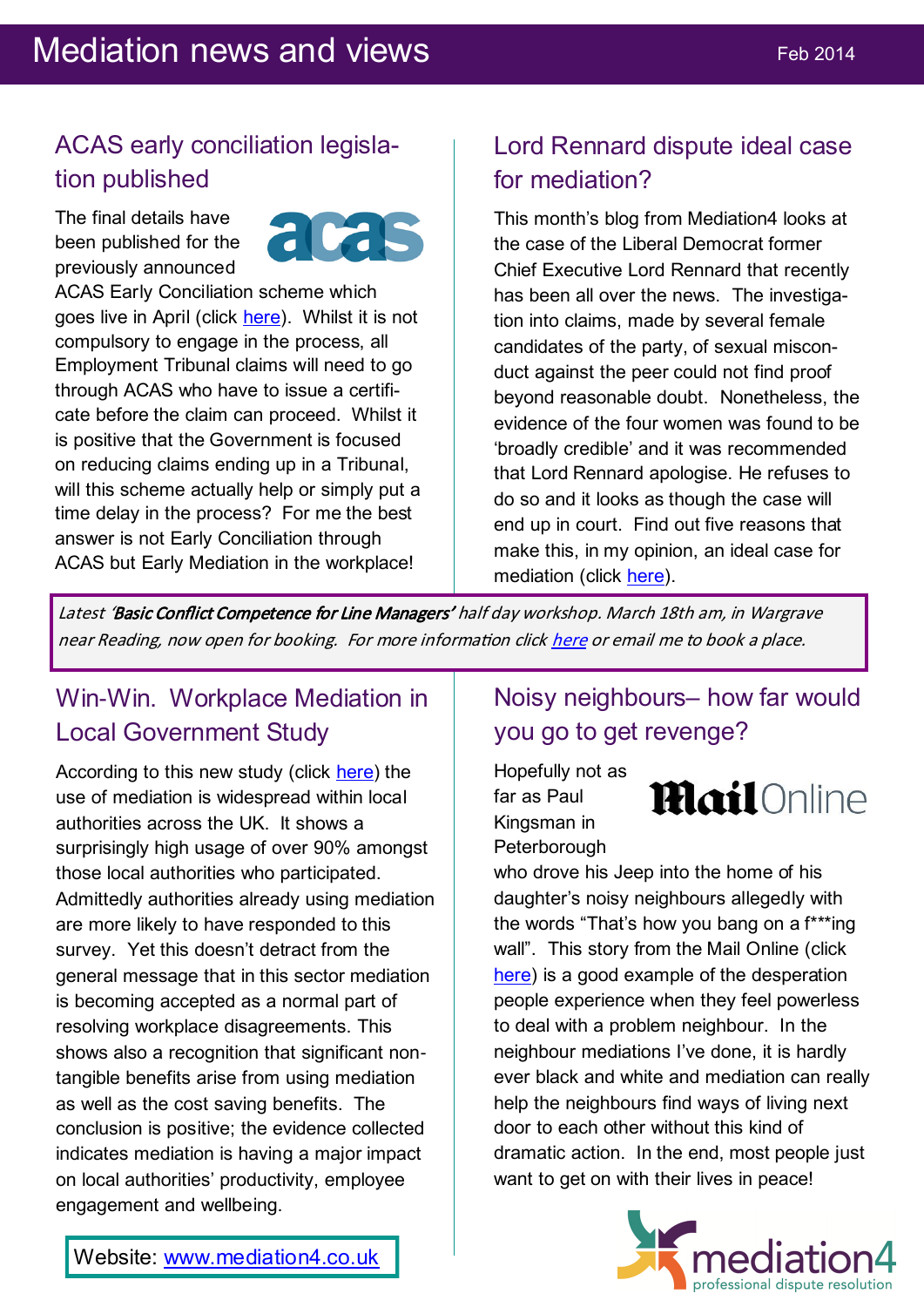# Mediation news and views

Feb 2014

## ACAS early conciliation legislation published

The final details have been published for the previously announced ACAS Early Conciliation scheme which goes live in April (click here). Whilst it is not compulsory to engage in the process, all Employment Tribunal claims will need to go through ACAS who have to issue a certificate before the claim can proceed. Whilst it is positive that the Government is focused on reducing claims ending up in a Tribunal, will this scheme actually help or simply put a time delay in the process? For me the best answer is not Early Conciliation through ACAS but Early Mediation in the workplace!

## Lord Rennard dispute ideal case for mediation?

This month's blog from Mediation4 looks at the case of the Liberal Democrat former Chief Executive Lord Rennard that recently has been all over the news. The investigation into claims, made by several female candidates of the party, of sexual misconduct against the peer could not find proof beyond reasonable doubt. Nonetheless, the evidence of the four women was found to be 'broadly credible' and it was recommended that Lord Rennard apologise. He refuses to do so and it looks as though the case will end up in court. Find out five reasons that make this, in my opinion, an ideal case for mediation (click here).

*Latest '**Basic Conflict Competence for Line Managers**' half day workshop. March 18th am, in Wargrave near Reading, now open for booking. For more information click here or email me to book a place.*

## Win-Win. Workplace Mediation in Local Government Study

According to this new study (click here) the use of mediation is widespread within local authorities across the UK. It shows a surprisingly high usage of over 90% amongst those local authorities who participated. Admittedly authorities already using mediation are more likely to have responded to this survey. Yet this doesn't detract from the general message that in this sector mediation is becoming accepted as a normal part of resolving workplace disagreements. This shows also a recognition that significant non-tangible benefits arise from using mediation as well as the cost saving benefits. The conclusion is positive; the evidence collected indicates mediation is having a major impact on local authorities' productivity, employee engagement and wellbeing.

## Noisy neighbours– how far would you go to get revenge?

Hopefully not as far as Paul Kingsman in Peterborough who drove his Jeep into the home of his daughter's noisy neighbours allegedly with the words "That's how you bang on a f***ing wall". This story from the Mail Online (click here) is a good example of the desperation people experience when they feel powerless to deal with a problem neighbour. In the neighbour mediations I've done, it is hardly ever black and white and mediation can really help the neighbours find ways of living next door to each other without this kind of dramatic action. In the end, most people just want to get on with their lives in peace!

Website: www.mediation4.co.uk

mediation4 — professional dispute resolution